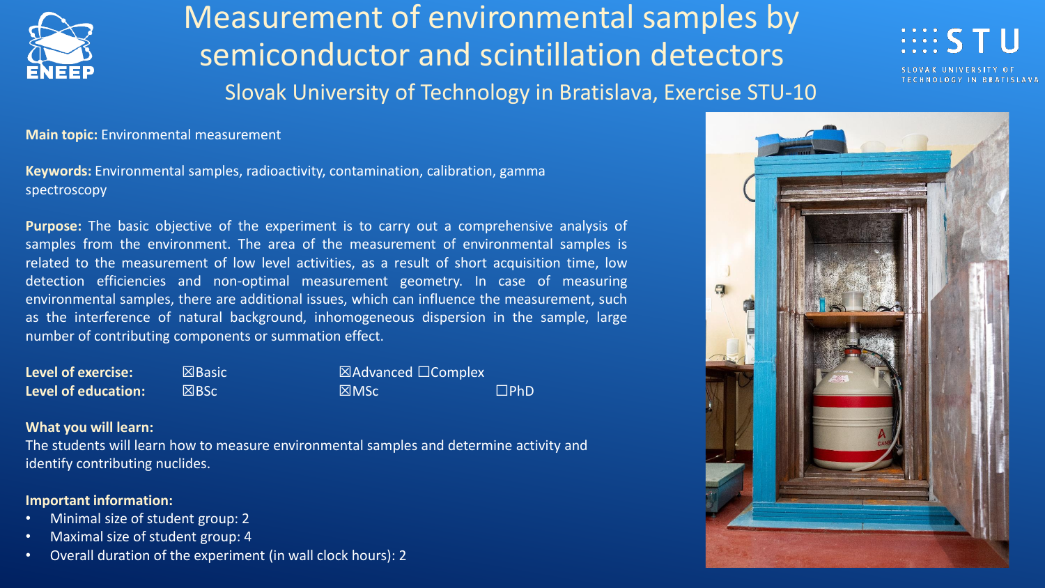# Measurement of environmental samples by semiconductor and scintillation detectors

## Slovak University of Technology in Bratislava, Exercise STU-10

**Main topic:** Environmental measurement

**Keywords:** Environmental samples, radioactivity, contamination, calibration, gamma spectroscopy

**Purpose:** The basic objective of the experiment is to carry out a comprehensive analysis of samples from the environment. The area of the measurement of environmental samples is related to the measurement of low level activities, as a result of short acquisition time, low detection efficiencies and non-optimal measurement geometry. In case of measuring environmental samples, there are additional issues, which can influence the measurement, such as the interference of natural background, inhomogeneous dispersion in the sample, large number of contributing components or summation effect.

| | | | |
|---|---|---|---|
| **Level of exercise:** | ☒Basic | ☒Advanced ☐Complex | |
| **Level of education:** | ☒BSc | ☒MSc | ☐PhD |

**What you will learn:**

The students will learn how to measure environmental samples and determine activity and identify contributing nuclides.

**Important information:**

- Minimal size of student group: 2
- Maximal size of student group: 4
- Overall duration of the experiment (in wall clock hours): 2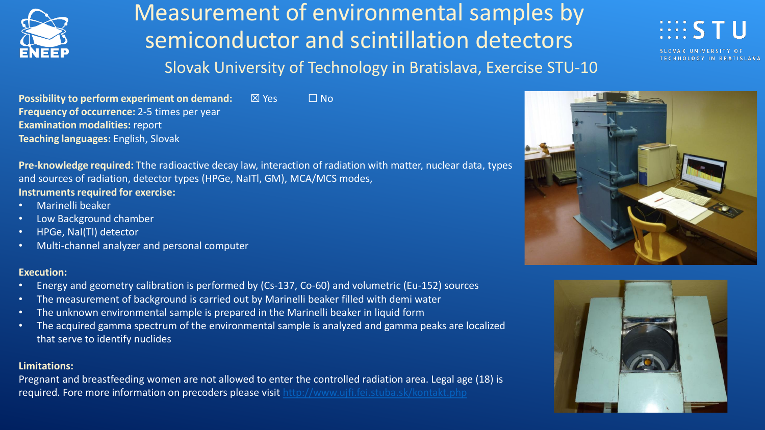# Measurement of environmental samples by semiconductor and scintillation detectors

## Slovak University of Technology in Bratislava, Exercise STU-10

**Possibility to perform experiment on demand:** ☒ Yes ☐ No
**Frequency of occurrence:** 2-5 times per year
**Examination modalities:** report
**Teaching languages:** English, Slovak

**Pre-knowledge required:** Tthe radioactive decay law, interaction of radiation with matter, nuclear data, types and sources of radiation, detector types (HPGe, NaITl, GM), MCA/MCS modes,

**Instruments required for exercise:**

- Marinelli beaker
- Low Background chamber
- HPGe, NaI(Tl) detector
- Multi-channel analyzer and personal computer

**Execution:**

- Energy and geometry calibration is performed by (Cs-137, Co-60) and volumetric (Eu-152) sources
- The measurement of background is carried out by Marinelli beaker filled with demi water
- The unknown environmental sample is prepared in the Marinelli beaker in liquid form
- The acquired gamma spectrum of the environmental sample is analyzed and gamma peaks are localized that serve to identify nuclides

**Limitations:**

Pregnant and breastfeeding women are not allowed to enter the controlled radiation area. Legal age (18) is required. Fore more information on precoders please visit http://www.ujfi.fei.stuba.sk/kontakt.php